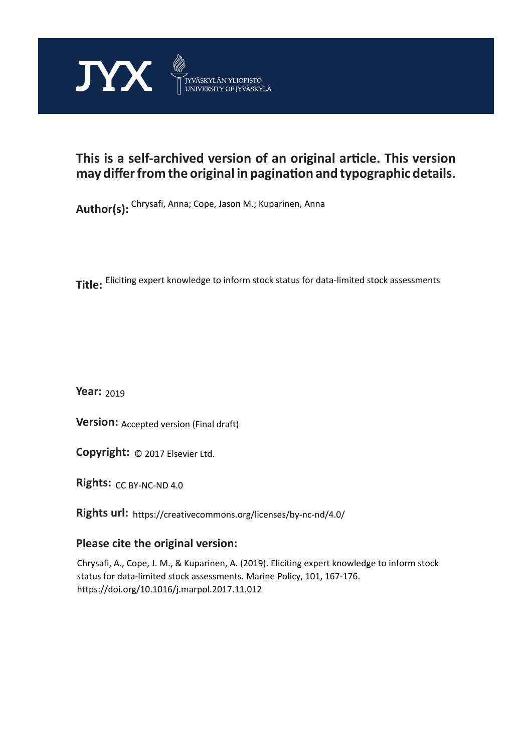JYX JYVÄSKYLÄN YLIOPISTO UNIVERSITY OF JYVÄSKYLÄ

**This is a self-archived version of an original article. This version may differ from the original in pagination and typographic details.**

**Author(s):** Chrysafi, Anna; Cope, Jason M.; Kuparinen, Anna

**Title:** Eliciting expert knowledge to inform stock status for data-limited stock assessments

**Year:** 2019

**Version:** Accepted version (Final draft)

**Copyright:** © 2017 Elsevier Ltd.

**Rights:** CC BY-NC-ND 4.0

**Rights url:** https://creativecommons.org/licenses/by-nc-nd/4.0/

**Please cite the original version:**

Chrysafi, A., Cope, J. M., & Kuparinen, A. (2019). Eliciting expert knowledge to inform stock status for data-limited stock assessments. Marine Policy, 101, 167-176. https://doi.org/10.1016/j.marpol.2017.11.012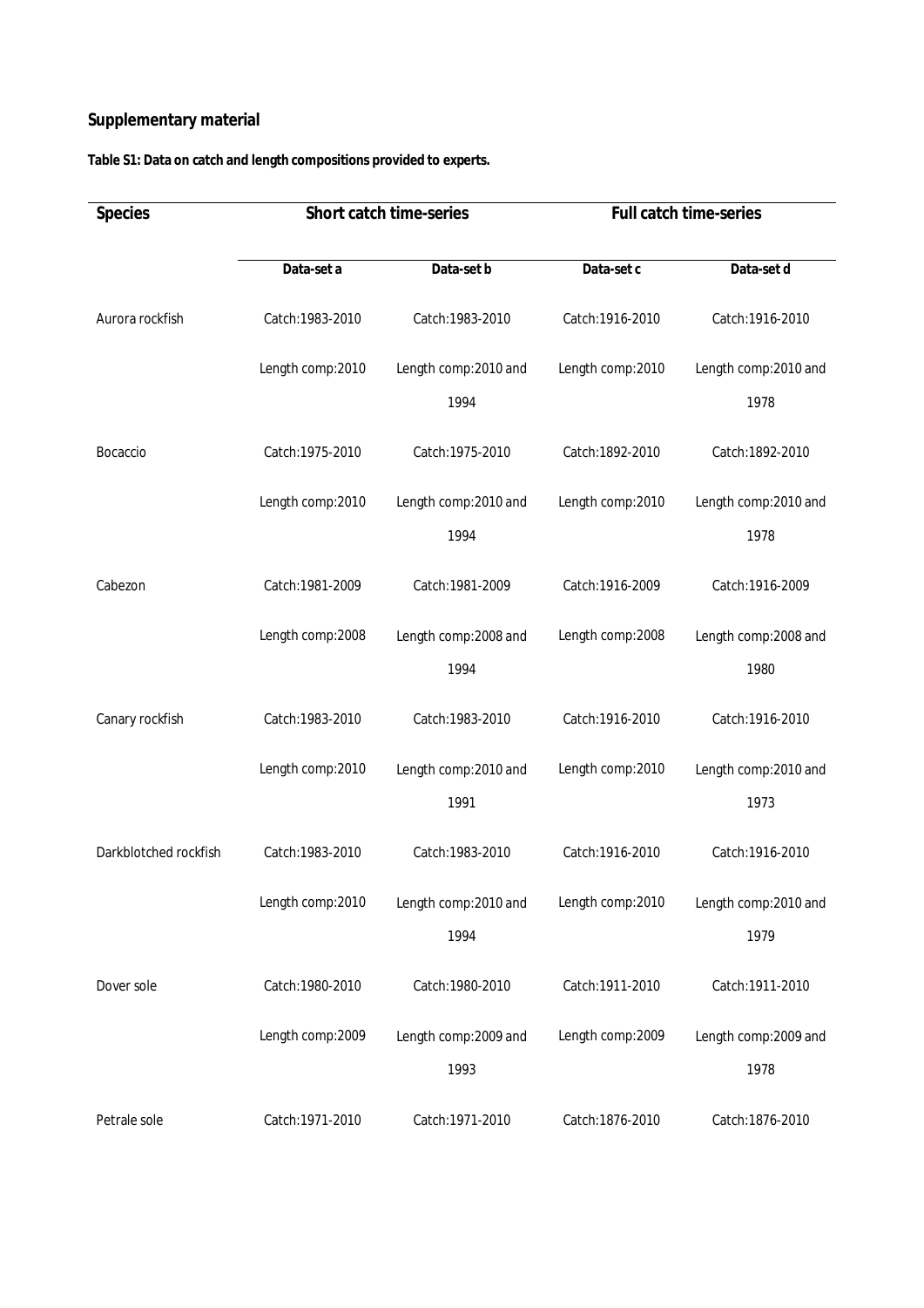**Supplementary material**

**Table S1: Data on catch and length compositions provided to experts.**

| Species | Short catch time-series | | Full catch time-series | |
|---|---|---|---|---|
| | **Data-set a** | **Data-set b** | **Data-set c** | **Data-set d** |
| Aurora rockfish | Catch:1983-2010 | Catch:1983-2010 | Catch:1916-2010 | Catch:1916-2010 |
| | Length comp:2010 | Length comp:2010 and 1994 | Length comp:2010 | Length comp:2010 and 1978 |
| Bocaccio | Catch:1975-2010 | Catch:1975-2010 | Catch:1892-2010 | Catch:1892-2010 |
| | Length comp:2010 | Length comp:2010 and 1994 | Length comp:2010 | Length comp:2010 and 1978 |
| Cabezon | Catch:1981-2009 | Catch:1981-2009 | Catch:1916-2009 | Catch:1916-2009 |
| | Length comp:2008 | Length comp:2008 and 1994 | Length comp:2008 | Length comp:2008 and 1980 |
| Canary rockfish | Catch:1983-2010 | Catch:1983-2010 | Catch:1916-2010 | Catch:1916-2010 |
| | Length comp:2010 | Length comp:2010 and 1991 | Length comp:2010 | Length comp:2010 and 1973 |
| Darkblotched rockfish | Catch:1983-2010 | Catch:1983-2010 | Catch:1916-2010 | Catch:1916-2010 |
| | Length comp:2010 | Length comp:2010 and 1994 | Length comp:2010 | Length comp:2010 and 1979 |
| Dover sole | Catch:1980-2010 | Catch:1980-2010 | Catch:1911-2010 | Catch:1911-2010 |
| | Length comp:2009 | Length comp:2009 and 1993 | Length comp:2009 | Length comp:2009 and 1978 |
| Petrale sole | Catch:1971-2010 | Catch:1971-2010 | Catch:1876-2010 | Catch:1876-2010 |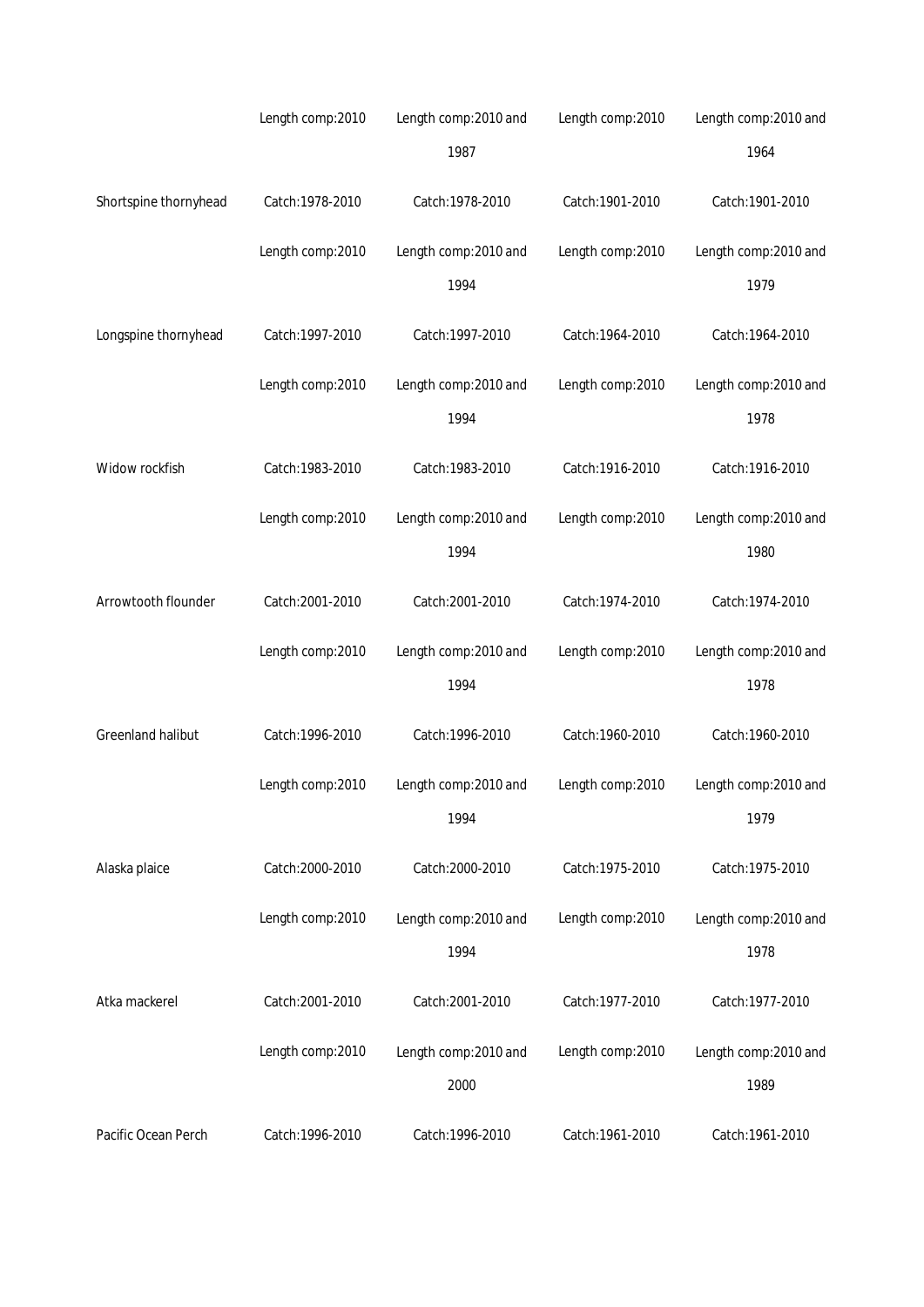| | | | | |
|---|---|---|---|---|
| | Length comp:2010 | Length comp:2010 and 1987 | Length comp:2010 | Length comp:2010 and 1964 |
| Shortspine thornyhead | Catch:1978-2010 | Catch:1978-2010 | Catch:1901-2010 | Catch:1901-2010 |
| | Length comp:2010 | Length comp:2010 and 1994 | Length comp:2010 | Length comp:2010 and 1979 |
| Longspine thornyhead | Catch:1997-2010 | Catch:1997-2010 | Catch:1964-2010 | Catch:1964-2010 |
| | Length comp:2010 | Length comp:2010 and 1994 | Length comp:2010 | Length comp:2010 and 1978 |
| Widow rockfish | Catch:1983-2010 | Catch:1983-2010 | Catch:1916-2010 | Catch:1916-2010 |
| | Length comp:2010 | Length comp:2010 and 1994 | Length comp:2010 | Length comp:2010 and 1980 |
| Arrowtooth flounder | Catch:2001-2010 | Catch:2001-2010 | Catch:1974-2010 | Catch:1974-2010 |
| | Length comp:2010 | Length comp:2010 and 1994 | Length comp:2010 | Length comp:2010 and 1978 |
| Greenland halibut | Catch:1996-2010 | Catch:1996-2010 | Catch:1960-2010 | Catch:1960-2010 |
| | Length comp:2010 | Length comp:2010 and 1994 | Length comp:2010 | Length comp:2010 and 1979 |
| Alaska plaice | Catch:2000-2010 | Catch:2000-2010 | Catch:1975-2010 | Catch:1975-2010 |
| | Length comp:2010 | Length comp:2010 and 1994 | Length comp:2010 | Length comp:2010 and 1978 |
| Atka mackerel | Catch:2001-2010 | Catch:2001-2010 | Catch:1977-2010 | Catch:1977-2010 |
| | Length comp:2010 | Length comp:2010 and 2000 | Length comp:2010 | Length comp:2010 and 1989 |
| Pacific Ocean Perch | Catch:1996-2010 | Catch:1996-2010 | Catch:1961-2010 | Catch:1961-2010 |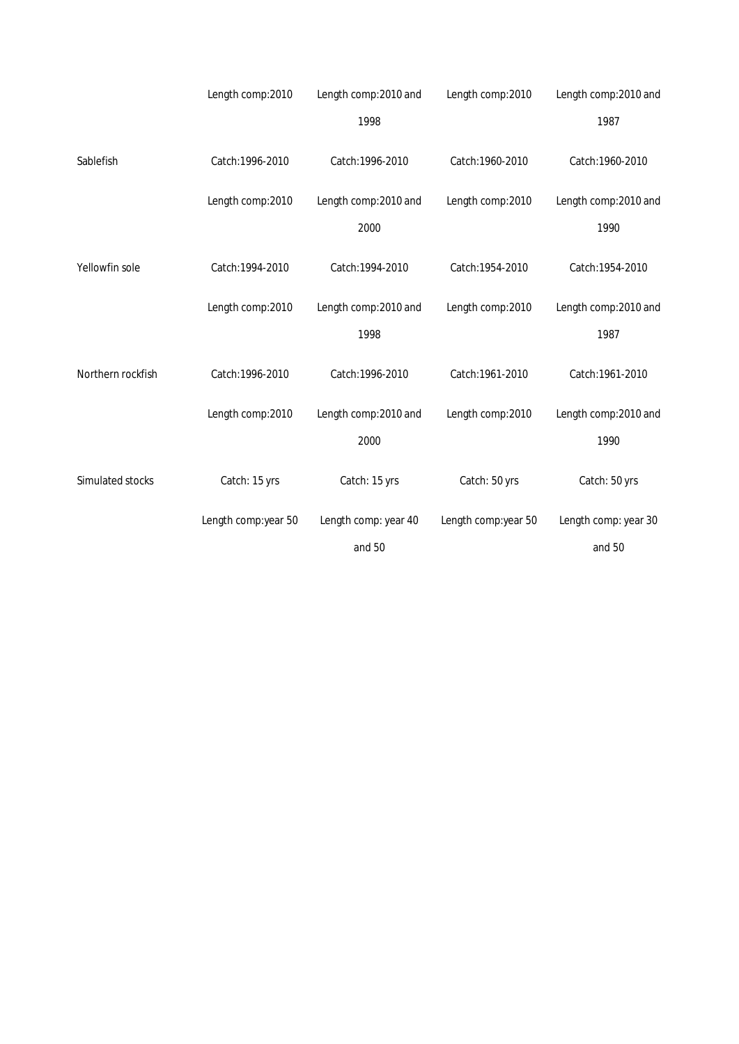| | | | | |
|---|---|---|---|---|
| | Length comp:2010 | Length comp:2010 and 1998 | Length comp:2010 | Length comp:2010 and 1987 |
| Sablefish | Catch:1996-2010 | Catch:1996-2010 | Catch:1960-2010 | Catch:1960-2010 |
| | Length comp:2010 | Length comp:2010 and 2000 | Length comp:2010 | Length comp:2010 and 1990 |
| Yellowfin sole | Catch:1994-2010 | Catch:1994-2010 | Catch:1954-2010 | Catch:1954-2010 |
| | Length comp:2010 | Length comp:2010 and 1998 | Length comp:2010 | Length comp:2010 and 1987 |
| Northern rockfish | Catch:1996-2010 | Catch:1996-2010 | Catch:1961-2010 | Catch:1961-2010 |
| | Length comp:2010 | Length comp:2010 and 2000 | Length comp:2010 | Length comp:2010 and 1990 |
| Simulated stocks | Catch: 15 yrs | Catch: 15 yrs | Catch: 50 yrs | Catch: 50 yrs |
| | Length comp:year 50 | Length comp: year 40 and 50 | Length comp:year 50 | Length comp: year 30 and 50 |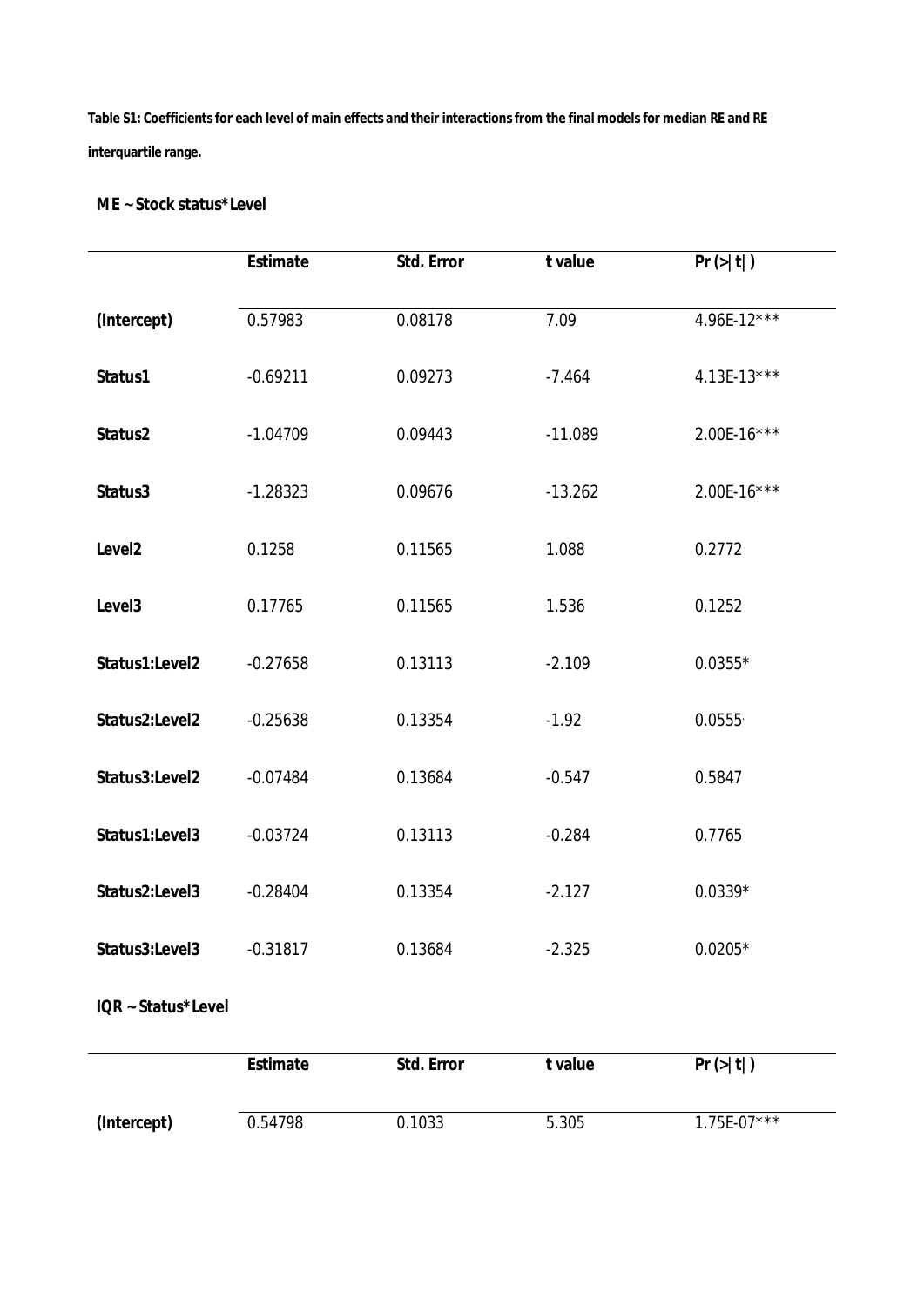**Table S1: Coefficients for each level of main effects and their interactions from the final models for median RE and RE interquartile range.**

**ME ~ Stock status*Level**

| | Estimate | Std. Error | t value | Pr (>\|t\|) |
|---|---|---|---|---|
| (Intercept) | 0.57983 | 0.08178 | 7.09 | 4.96E-12*** |
| Status1 | -0.69211 | 0.09273 | -7.464 | 4.13E-13*** |
| Status2 | -1.04709 | 0.09443 | -11.089 | 2.00E-16*** |
| Status3 | -1.28323 | 0.09676 | -13.262 | 2.00E-16*** |
| Level2 | 0.1258 | 0.11565 | 1.088 | 0.2772 |
| Level3 | 0.17765 | 0.11565 | 1.536 | 0.1252 |
| Status1:Level2 | -0.27658 | 0.13113 | -2.109 | 0.0355* |
| Status2:Level2 | -0.25638 | 0.13354 | -1.92 | 0.0555· |
| Status3:Level2 | -0.07484 | 0.13684 | -0.547 | 0.5847 |
| Status1:Level3 | -0.03724 | 0.13113 | -0.284 | 0.7765 |
| Status2:Level3 | -0.28404 | 0.13354 | -2.127 | 0.0339* |
| Status3:Level3 | -0.31817 | 0.13684 | -2.325 | 0.0205* |

**IQR ~ Status*Level**

| | Estimate | Std. Error | t value | Pr (>\|t\|) |
|---|---|---|---|---|
| (Intercept) | 0.54798 | 0.1033 | 5.305 | 1.75E-07*** |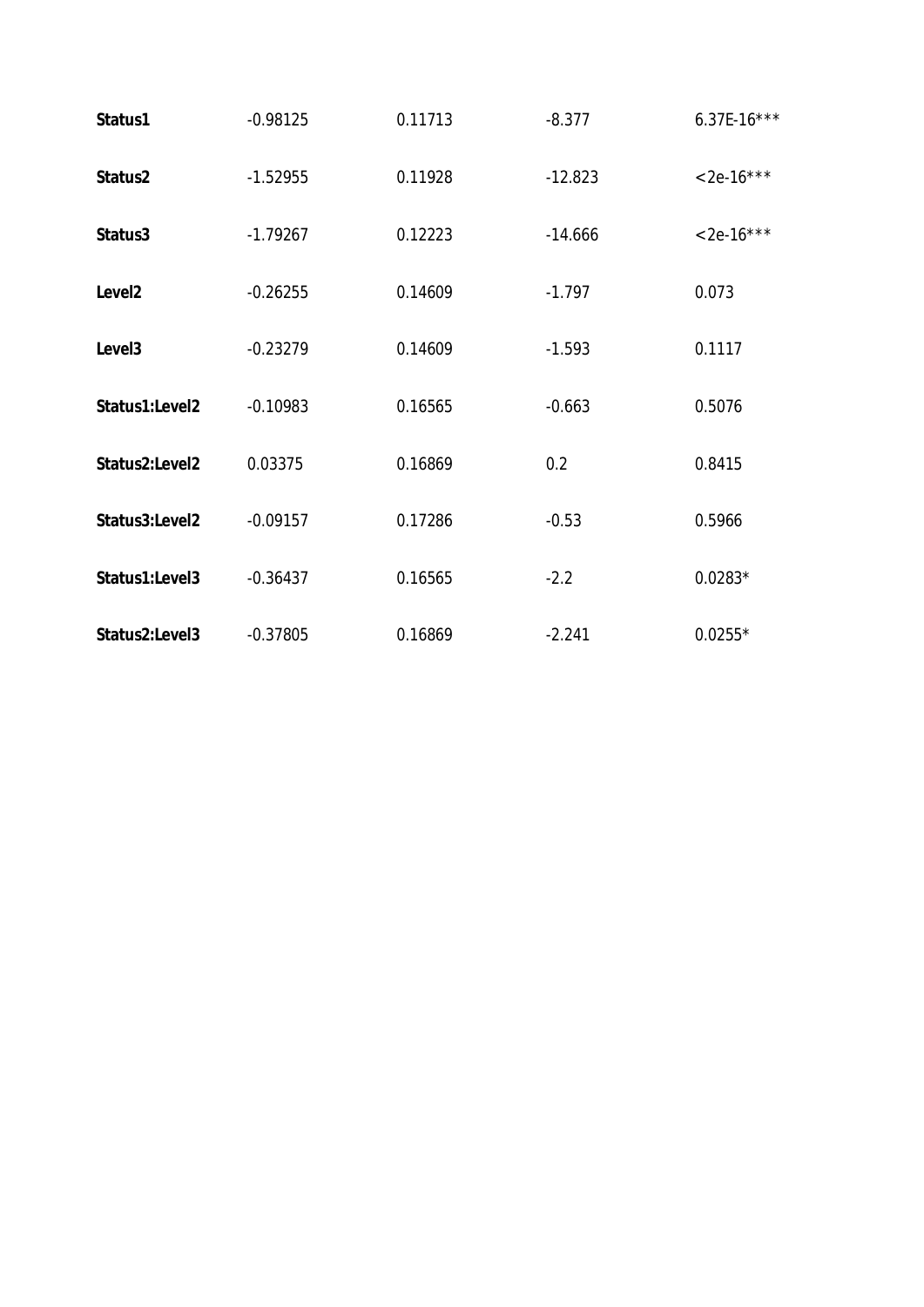| | | | | |
|---|---|---|---|---|
| **Status1** | -0.98125 | 0.11713 | -8.377 | 6.37E-16*** |
| **Status2** | -1.52955 | 0.11928 | -12.823 | <2e-16*** |
| **Status3** | -1.79267 | 0.12223 | -14.666 | <2e-16*** |
| **Level2** | -0.26255 | 0.14609 | -1.797 | 0.073 |
| **Level3** | -0.23279 | 0.14609 | -1.593 | 0.1117 |
| **Status1:Level2** | -0.10983 | 0.16565 | -0.663 | 0.5076 |
| **Status2:Level2** | 0.03375 | 0.16869 | 0.2 | 0.8415 |
| **Status3:Level2** | -0.09157 | 0.17286 | -0.53 | 0.5966 |
| **Status1:Level3** | -0.36437 | 0.16565 | -2.2 | 0.0283* |
| **Status2:Level3** | -0.37805 | 0.16869 | -2.241 | 0.0255* |